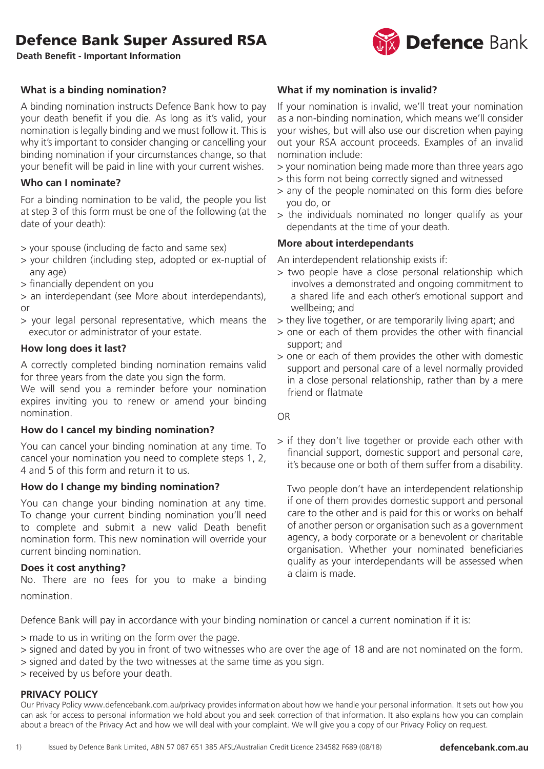# Defence Bank Super Assured RSA

**Death Benefit - Important Information**

### What is a binding nomination?

A binding nomination instructs Defence Bank how to pay your death benefit if you die. As long as it's valid, your nomination is legally binding and we must follow it. This is why it's important to consider changing or cancelling your binding nomination if your circumstances change, so that your benefit will be paid in line with your current wishes.

### Who can I nominate?

For a binding nomination to be valid, the people you list at step 3 of this form must be one of the following (at the date of your death):

> your spouse (including de facto and same sex)
> your children (including step, adopted or ex-nuptial of any age)
> financially dependent on you
> an interdependant (see More about interdependants), or
> your legal personal representative, which means the executor or administrator of your estate.

### How long does it last?

A correctly completed binding nomination remains valid for three years from the date you sign the form.
We will send you a reminder before your nomination expires inviting you to renew or amend your binding nomination.

### How do I cancel my binding nomination?

You can cancel your binding nomination at any time. To cancel your nomination you need to complete steps 1, 2, 4 and 5 of this form and return it to us.

### How do I change my binding nomination?

You can change your binding nomination at any time. To change your current binding nomination you'll need to complete and submit a new valid Death benefit nomination form. This new nomination will override your current binding nomination.

### Does it cost anything?

No. There are no fees for you to make a binding nomination.

### What if my nomination is invalid?

If your nomination is invalid, we'll treat your nomination as a non-binding nomination, which means we'll consider your wishes, but will also use our discretion when paying out your RSA account proceeds. Examples of an invalid nomination include:

> your nomination being made more than three years ago
> this form not being correctly signed and witnessed
> any of the people nominated on this form dies before you do, or
> the individuals nominated no longer qualify as your dependants at the time of your death.

### More about interdependants

An interdependent relationship exists if:

> two people have a close personal relationship which involves a demonstrated and ongoing commitment to a shared life and each other's emotional support and wellbeing; and
> they live together, or are temporarily living apart; and
> one or each of them provides the other with financial support; and
> one or each of them provides the other with domestic support and personal care of a level normally provided in a close personal relationship, rather than by a mere friend or flatmate

OR

> if they don't live together or provide each other with financial support, domestic support and personal care, it's because one or both of them suffer from a disability.

Two people don't have an interdependent relationship if one of them provides domestic support and personal care to the other and is paid for this or works on behalf of another person or organisation such as a government agency, a body corporate or a benevolent or charitable organisation. Whether your nominated beneficiaries qualify as your interdependants will be assessed when a claim is made.

Defence Bank will pay in accordance with your binding nomination or cancel a current nomination if it is:

> made to us in writing on the form over the page.
> signed and dated by you in front of two witnesses who are over the age of 18 and are not nominated on the form.
> signed and dated by the two witnesses at the same time as you sign.
> received by us before your death.

### PRIVACY POLICY

Our Privacy Policy www.defencebank.com.au/privacy provides information about how we handle your personal information. It sets out how you can ask for access to personal information we hold about you and seek correction of that information. It also explains how you can complain about a breach of the Privacy Act and how we will deal with your complaint. We will give you a copy of our Privacy Policy on request.

Issued by Defence Bank Limited, ABN 57 087 651 385 AFSL/Australian Credit Licence 234582 F689 (08/18)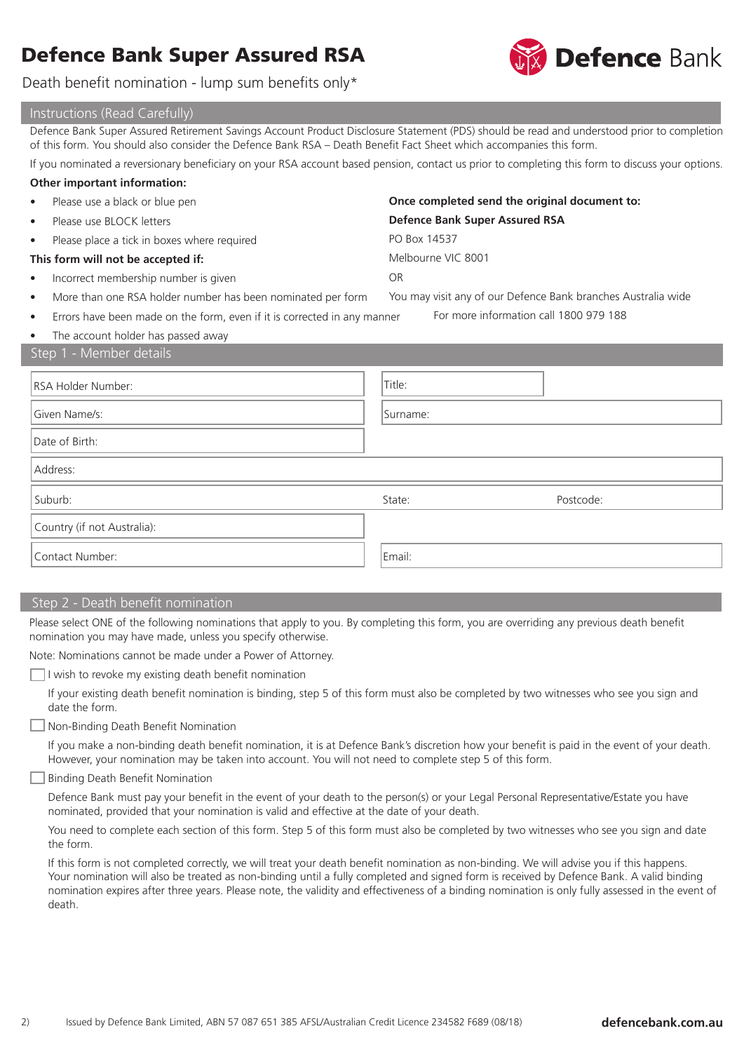# Defence Bank Super Assured RSA

Death benefit nomination - lump sum benefits only*

## Instructions (Read Carefully)

Defence Bank Super Assured Retirement Savings Account Product Disclosure Statement (PDS) should be read and understood prior to completion of this form. You should also consider the Defence Bank RSA – Death Benefit Fact Sheet which accompanies this form.

If you nominated a reversionary beneficiary on your RSA account based pension, contact us prior to completing this form to discuss your options.

**Other important information:**

- Please use a black or blue pen
- Please use BLOCK letters
- Please place a tick in boxes where required

**This form will not be accepted if:**

- Incorrect membership number is given
- More than one RSA holder number has been nominated per form
- Errors have been made on the form, even if it is corrected in any manner
- The account holder has passed away

**Once completed send the original document to:**

**Defence Bank Super Assured RSA**
PO Box 14537
Melbourne VIC 8001

OR

You may visit any of our Defence Bank branches Australia wide

For more information call 1800 979 188

## Step 1 - Member details

| | |
|---|---|
| RSA Holder Number: | Title: |
| Given Name/s: | Surname: |
| Date of Birth: | |
| Address: | |
| Suburb: | State: Postcode: |
| Country (if not Australia): | |
| Contact Number: | Email: |

## Step 2 - Death benefit nomination

Please select ONE of the following nominations that apply to you. By completing this form, you are overriding any previous death benefit nomination you may have made, unless you specify otherwise.

Note: Nominations cannot be made under a Power of Attorney.

☐ I wish to revoke my existing death benefit nomination

If your existing death benefit nomination is binding, step 5 of this form must also be completed by two witnesses who see you sign and date the form.

☐ Non-Binding Death Benefit Nomination

If you make a non-binding death benefit nomination, it is at Defence Bank's discretion how your benefit is paid in the event of your death. However, your nomination may be taken into account. You will not need to complete step 5 of this form.

☐ Binding Death Benefit Nomination

Defence Bank must pay your benefit in the event of your death to the person(s) or your Legal Personal Representative/Estate you have nominated, provided that your nomination is valid and effective at the date of your death.

You need to complete each section of this form. Step 5 of this form must also be completed by two witnesses who see you sign and date the form.

If this form is not completed correctly, we will treat your death benefit nomination as non-binding. We will advise you if this happens. Your nomination will also be treated as non-binding until a fully completed and signed form is received by Defence Bank. A valid binding nomination expires after three years. Please note, the validity and effectiveness of a binding nomination is only fully assessed in the event of death.

Issued by Defence Bank Limited, ABN 57 087 651 385 AFSL/Australian Credit Licence 234582 F689 (08/18) **defencebank.com.au**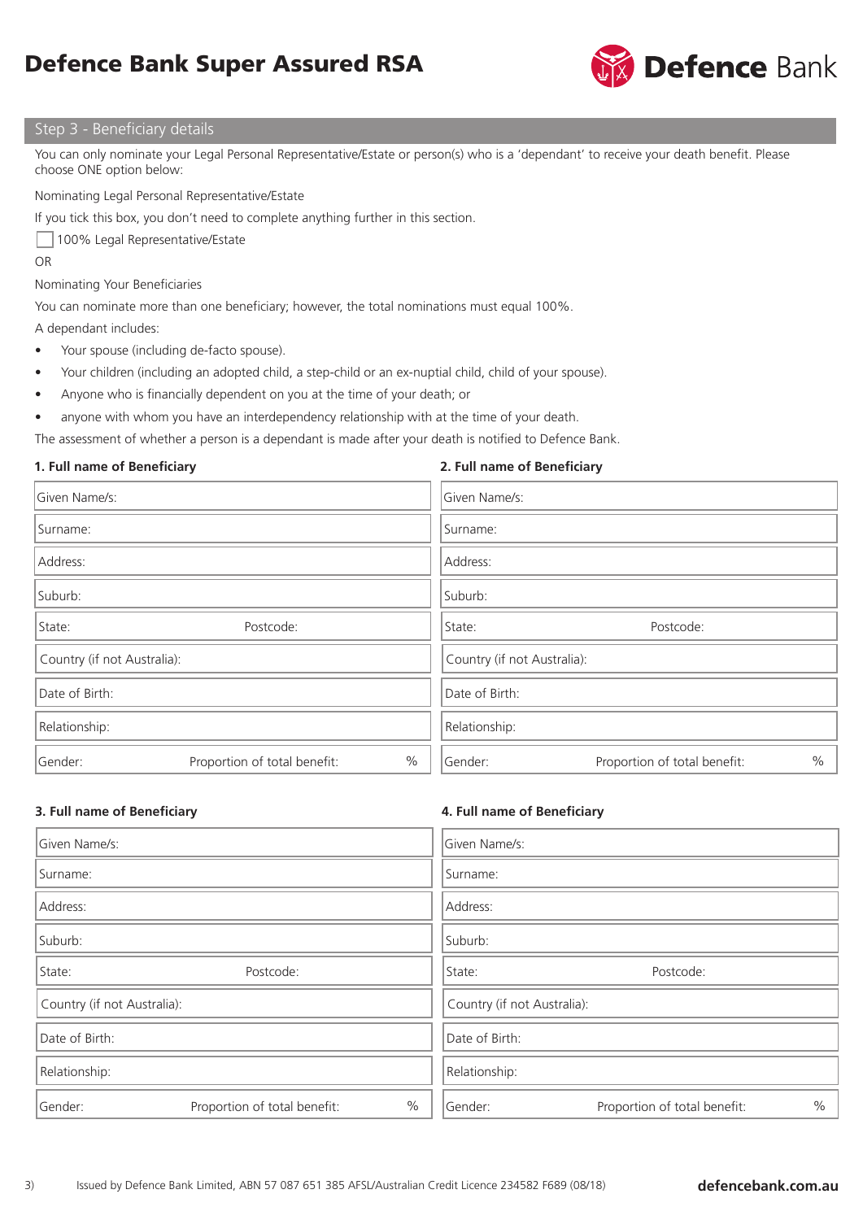# Defence Bank Super Assured RSA

## Step 3 - Beneficiary details

You can only nominate your Legal Personal Representative/Estate or person(s) who is a 'dependant' to receive your death benefit. Please choose ONE option below:

Nominating Legal Personal Representative/Estate

If you tick this box, you don't need to complete anything further in this section.

☐ 100% Legal Representative/Estate

OR

Nominating Your Beneficiaries

You can nominate more than one beneficiary; however, the total nominations must equal 100%.

A dependant includes:

- Your spouse (including de-facto spouse).
- Your children (including an adopted child, a step-child or an ex-nuptial child, child of your spouse).
- Anyone who is financially dependent on you at the time of your death; or
- anyone with whom you have an interdependency relationship with at the time of your death.

The assessment of whether a person is a dependant is made after your death is notified to Defence Bank.

**1. Full name of Beneficiary**

| | |
|---|---|
| Given Name/s: | |
| Surname: | |
| Address: | |
| Suburb: | |
| State: | Postcode: |
| Country (if not Australia): | |
| Date of Birth: | |
| Relationship: | |
| Gender: | Proportion of total benefit: % |

**2. Full name of Beneficiary**

| | |
|---|---|
| Given Name/s: | |
| Surname: | |
| Address: | |
| Suburb: | |
| State: | Postcode: |
| Country (if not Australia): | |
| Date of Birth: | |
| Relationship: | |
| Gender: | Proportion of total benefit: % |

**3. Full name of Beneficiary**

| | |
|---|---|
| Given Name/s: | |
| Surname: | |
| Address: | |
| Suburb: | |
| State: | Postcode: |
| Country (if not Australia): | |
| Date of Birth: | |
| Relationship: | |
| Gender: | Proportion of total benefit: % |

**4. Full name of Beneficiary**

| | |
|---|---|
| Given Name/s: | |
| Surname: | |
| Address: | |
| Suburb: | |
| State: | Postcode: |
| Country (if not Australia): | |
| Date of Birth: | |
| Relationship: | |
| Gender: | Proportion of total benefit: % |

Issued by Defence Bank Limited, ABN 57 087 651 385 AFSL/Australian Credit Licence 234582 F689 (08/18)

**defencebank.com.au**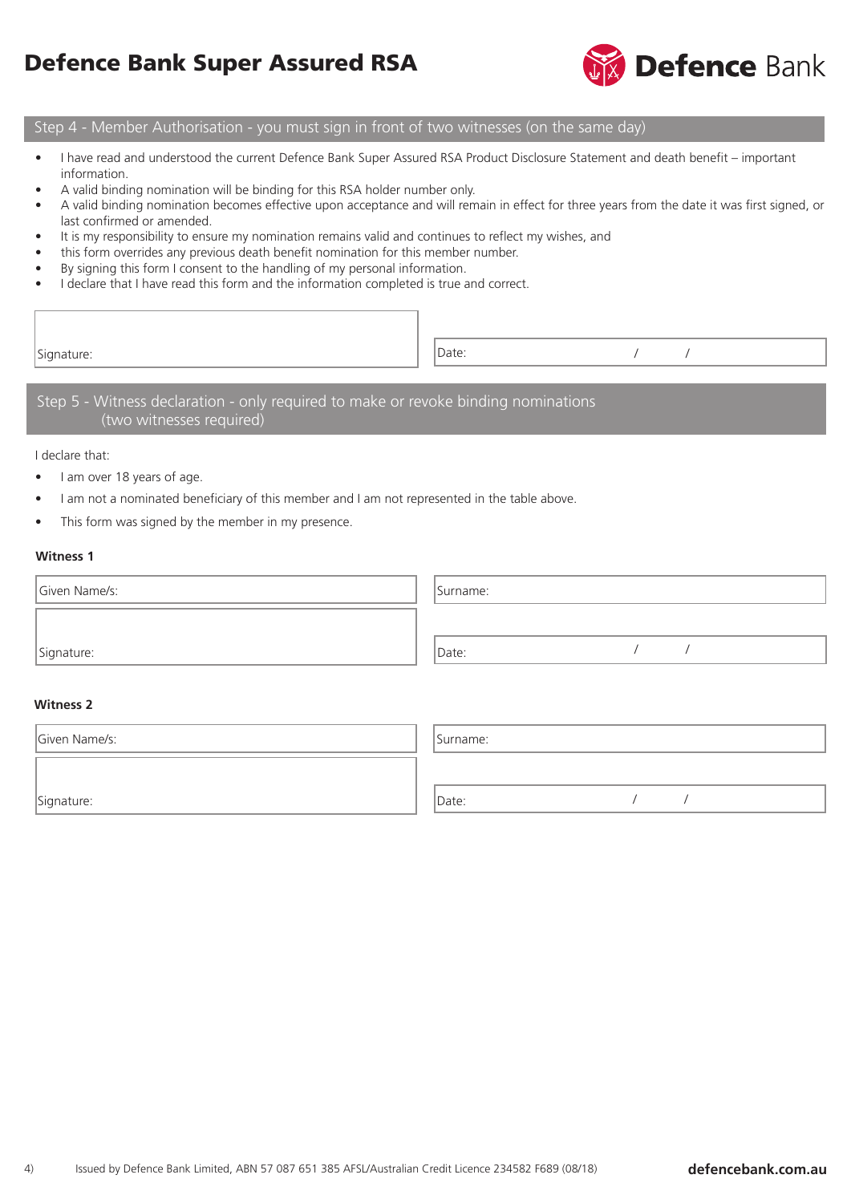# Defence Bank Super Assured RSA

## Step 4 - Member Authorisation - you must sign in front of two witnesses (on the same day)

- I have read and understood the current Defence Bank Super Assured RSA Product Disclosure Statement and death benefit – important information.
- A valid binding nomination will be binding for this RSA holder number only.
- A valid binding nomination becomes effective upon acceptance and will remain in effect for three years from the date it was first signed, or last confirmed or amended.
- It is my responsibility to ensure my nomination remains valid and continues to reflect my wishes, and
- this form overrides any previous death benefit nomination for this member number.
- By signing this form I consent to the handling of my personal information.
- I declare that I have read this form and the information completed is true and correct.

| | |
|---|---|
| Signature: | Date: / / |

## Step 5 - Witness declaration - only required to make or revoke binding nominations (two witnesses required)

I declare that:

- I am over 18 years of age.
- I am not a nominated beneficiary of this member and I am not represented in the table above.
- This form was signed by the member in my presence.

**Witness 1**

| | |
|---|---|
| Given Name/s: | Surname: |
| Signature: | Date: / / |

**Witness 2**

| | |
|---|---|
| Given Name/s: | Surname: |
| Signature: | Date: / / |

Issued by Defence Bank Limited, ABN 57 087 651 385 AFSL/Australian Credit Licence 234582 F689 (08/18)

**defencebank.com.au**